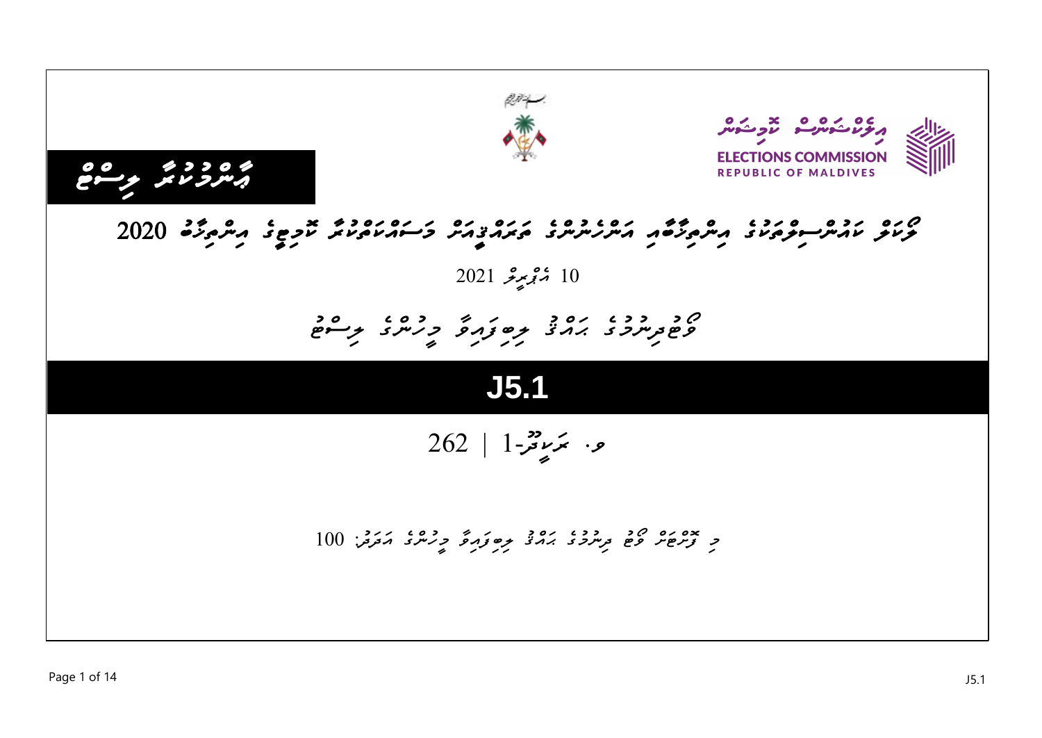ELECTIONS COMMISSION
REPUBLIC OF MALDIVES

އިލެކްޝަންސް ކޮމިޝަން

އަންނުމުކުރާ ލިސްޓް

# ލޯކަލް ކައުންސިލްތަކުގެ އިންތިޚާބާއި އަންހެނުންގެ ތަރައްޤީއަށް މަސައްކަތްކުރާ ކޮމިޓީގެ އިންތިޚާބު 2020

10 އޭޕްރިލް 2021

ވޯޓުދިނުމުގެ ހައްޤު ލިބިފައިވާ މީހުންގެ ލިސްޓު

# J5.1

ވ. ރަސްދޫ-1 | 262

މި ފޯމުގައި ވޯޓު ދިނުމުގެ ހައްޤު ލިބިފައިވާ މީހުންގެ އަދަދު: 100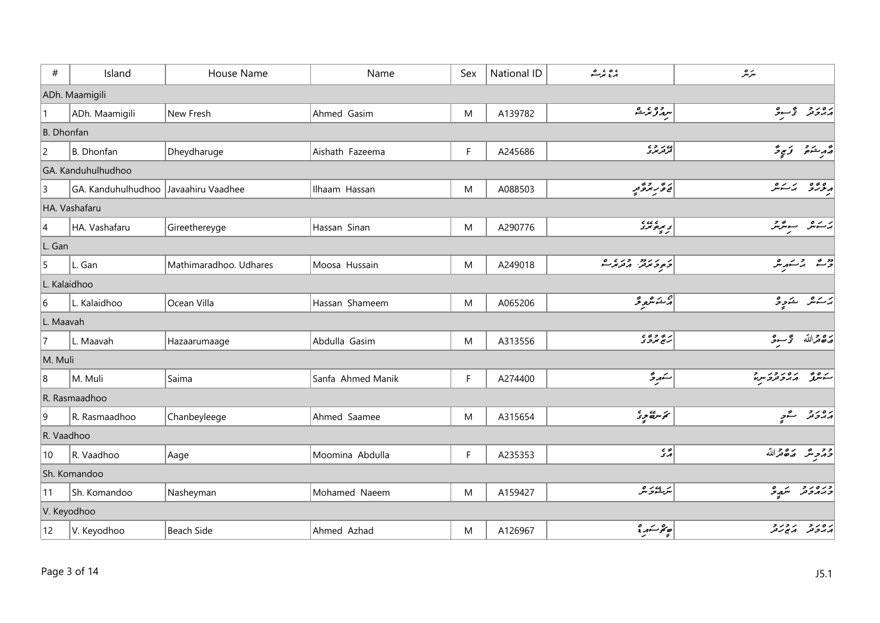| # | Island | House Name | Name | Sex | National ID | ގެއުގެ ނަން | ނަން |
|---|---|---|---|---|---|---|---|
| ADh. Maamigili | | | | | | | |
| 1 | ADh. Maamigili | New Fresh | Ahmed Gasim | M | A139782 | ނިއުފްރެޝް | އަޙްމަދު ގާސިމް |
| B. Dhonfan | | | | | | | |
| 2 | B. Dhonfan | Dheydharuge | Aishath Fazeema | F | A245686 | ދޭދަރުގެ | އާއިޝަތު ފަޒީމާ |
| GA. Kanduhulhudhoo | | | | | | | |
| 3 | GA. Kanduhulhudhoo | Javaahiru Vaadhee | Ilhaam Hassan | M | A088503 | ޖަވާހިރުވާދީ | އިލްހާމް ޙަސަން |
| HA. Vashafaru | | | | | | | |
| 4 | HA. Vashafaru | Gireethereyge | Hassan Sinan | M | A290776 | ގިރީތެރޭގެ | ޙަސަން ސިނާން |
| L. Gan | | | | | | | |
| 5 | L. Gan | Mathimaradhoo. Udhares | Moosa Hussain | M | A249018 | މަތިމަރަދޫ. އުދަރެސް | މޫސާ ޙުސައިން |
| L. Kalaidhoo | | | | | | | |
| 6 | L. Kalaidhoo | Ocean Villa | Hassan Shameem | M | A065206 | އޯޝަންވިލާ | ޙަސަން ޝަމީމް |
| L. Maavah | | | | | | | |
| 7 | L. Maavah | Hazaarumaage | Abdulla Gasim | M | A313556 | ހަޒާރުމާގެ | އަބްދުاللهِ ގާސިމް |
| M. Muli | | | | | | | |
| 8 | M. Muli | Saima | Sanfa Ahmed Manik | F | A274400 | ސައިމާ | ސަންފާ އަޙްމަދުމަނިކު |
| R. Rasmaadhoo | | | | | | | |
| 9 | R. Rasmaadhoo | Chanbeyleege | Ahmed Saamee | M | A315654 | ޗަންބޭލީގެ | އަޙްމަދު ސާމީ |
| R. Vaadhoo | | | | | | | |
| 10 | R. Vaadhoo | Aage | Moomina Abdulla | F | A235353 | އާގެ | މުއުމިނާ އަބްދުاللهِ |
| Sh. Komandoo | | | | | | | |
| 11 | Sh. Komandoo | Nasheyman | Mohamed Naeem | M | A159427 | ނަޝޭމަން | މުޙައްމަދު ނަޢީމް |
| V. Keyodhoo | | | | | | | |
| 12 | V. Keyodhoo | Beach Side | Ahmed Azhad | M | A126967 | ބީޗްސައިޑް | އަޙްމަދު އަޒްހަދު |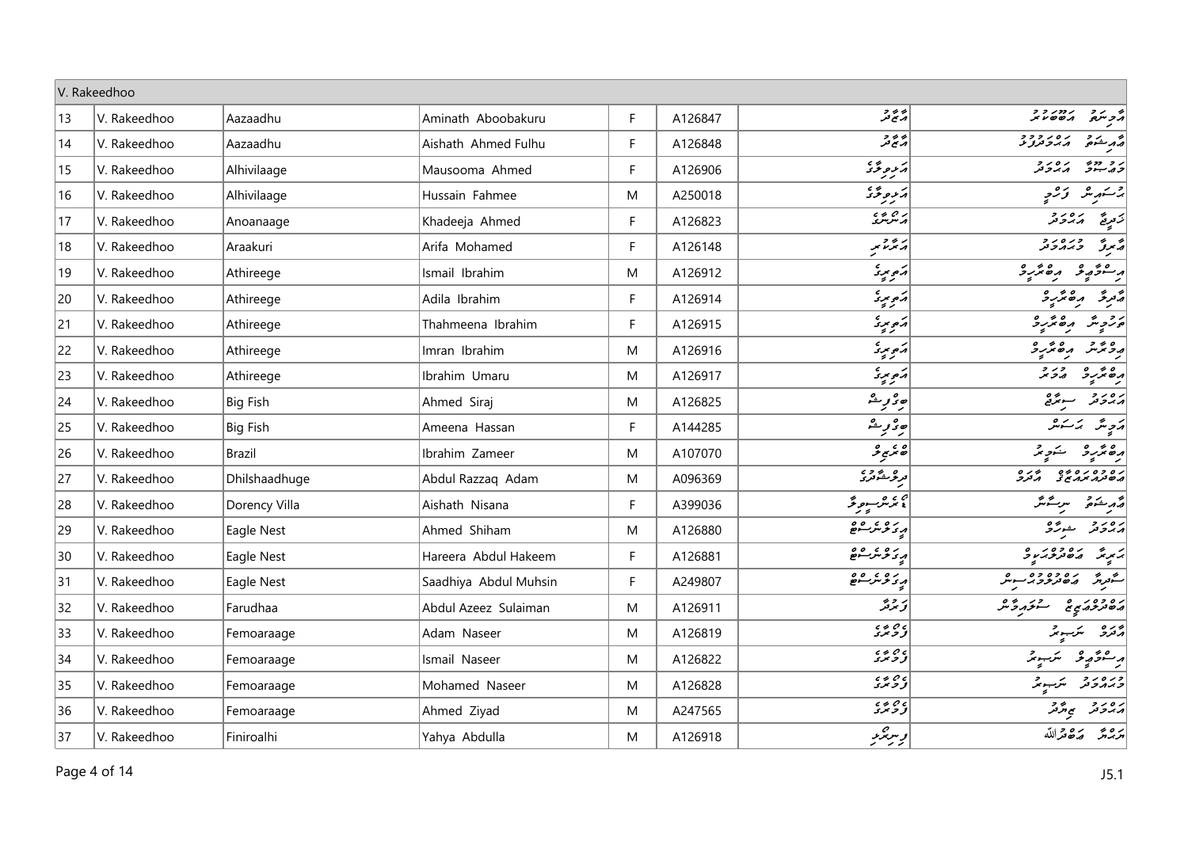| V. Rakeedhoo | | | | | | | |
|---|---|---|---|---|---|---|---|
| 13 | V. Rakeedhoo | Aazaadhu | Aminath Aboobakuru | F | A126847 | އާޒާދު | އާމިނަތު އަބޫބަކުރު |
| 14 | V. Rakeedhoo | Aazaadhu | Aishath Ahmed Fulhu | F | A126848 | އާޒާދު | އައިށަތު އަޙްމަދުފުޅު |
| 15 | V. Rakeedhoo | Alhivilaage | Mausooma Ahmed | F | A126906 | އަޅިވިލާގެ | މައުސޫމާ އަޙްމަދު |
| 16 | V. Rakeedhoo | Alhivilaage | Hussain Fahmee | M | A250018 | އަޅިވިލާގެ | ޙުސައިން ފަހުމީ |
| 17 | V. Rakeedhoo | Anoanaage | Khadeeja Ahmed | F | A126823 | އަނޯނާގެ | ޚަދީޖާ އަޙްމަދު |
| 18 | V. Rakeedhoo | Araakuri | Arifa Mohamed | F | A126148 | އަރާކުރި | އާރިފާ މުޙައްމަދު |
| 19 | V. Rakeedhoo | Athireege | Ismail Ibrahim | M | A126912 | އަތިރީގެ | އިސްމާއީލް އިބްރާހީމް |
| 20 | V. Rakeedhoo | Athireege | Adila Ibrahim | F | A126914 | އަތިރީގެ | އާދިލާ އިބްރާހީމް |
| 21 | V. Rakeedhoo | Athireege | Thahmeena Ibrahim | F | A126915 | އަތިރީގެ | ތަހުމީނާ އިބްރާހީމް |
| 22 | V. Rakeedhoo | Athireege | Imran Ibrahim | M | A126916 | އަތިރީގެ | އިމްރާން އިބްރާހީމް |
| 23 | V. Rakeedhoo | Athireege | Ibrahim Umaru | M | A126917 | އަތިރީގެ | އިބްރާހީމް އުމަރު |
| 24 | V. Rakeedhoo | Big Fish | Ahmed Siraj | M | A126825 | ބިގްފިޝް | އަޙްމަދު ސިރާޖު |
| 25 | V. Rakeedhoo | Big Fish | Ameena Hassan | F | A144285 | ބިގްފިޝް | އަމީނާ ޙަސަން |
| 26 | V. Rakeedhoo | Brazil | Ibrahim Zameer | M | A107070 | ބްރެޒިލް | އިބްރާހީމް ޒަމީރު |
| 27 | V. Rakeedhoo | Dhilshaadhuge | Abdul Razzaq Adam | M | A096369 | ދިލްޝާދުގެ | އަބްދުއްރައްޒާޤު އާދަމް |
| 28 | V. Rakeedhoo | Dorency Villa | Aishath Nisana | F | A399036 | ޑޮރެންސީވިލާ | އައިށަތު ނިސާނާ |
| 29 | V. Rakeedhoo | Eagle Nest | Ahmed Shiham | M | A126880 | އީގަލްނެސްޓް | އަޙްމަދު ޝިހާމް |
| 30 | V. Rakeedhoo | Eagle Nest | Hareera Abdul Hakeem | F | A126881 | އީގަލްނެސްޓް | ހަރީރާ އަބްދުލްޙަކީމް |
| 31 | V. Rakeedhoo | Eagle Nest | Saadhiya Abdul Muhsin | F | A249807 | އީގަލްނެސްޓް | ސާދިޔާ އަބްދުލްމުޙްސިން |
| 32 | V. Rakeedhoo | Farudhaa | Abdul Azeez Sulaiman | M | A126911 | ފަރުދާ | އަބްދުލްޢަޒީޒު ސުލައިމާން |
| 33 | V. Rakeedhoo | Femoaraage | Adam Naseer | M | A126819 | ފެމޯރާގެ | އާދަމް ނަސީރު |
| 34 | V. Rakeedhoo | Femoaraage | Ismail Naseer | M | A126822 | ފެމޯރާގެ | އިސްމާއީލް ނަސީރު |
| 35 | V. Rakeedhoo | Femoaraage | Mohamed Naseer | M | A126828 | ފެމޯރާގެ | މުޙައްމަދު ނަސީރު |
| 36 | V. Rakeedhoo | Femoaraage | Ahmed Ziyad | M | A247565 | ފެމޯރާގެ | އަޙްމަދު ޒިޔާދު |
| 37 | V. Rakeedhoo | Finiroalhi | Yahya Abdulla | M | A126918 | ފިނިރޯޅި | ޔަޙްޔާ އަބްދުﷲ |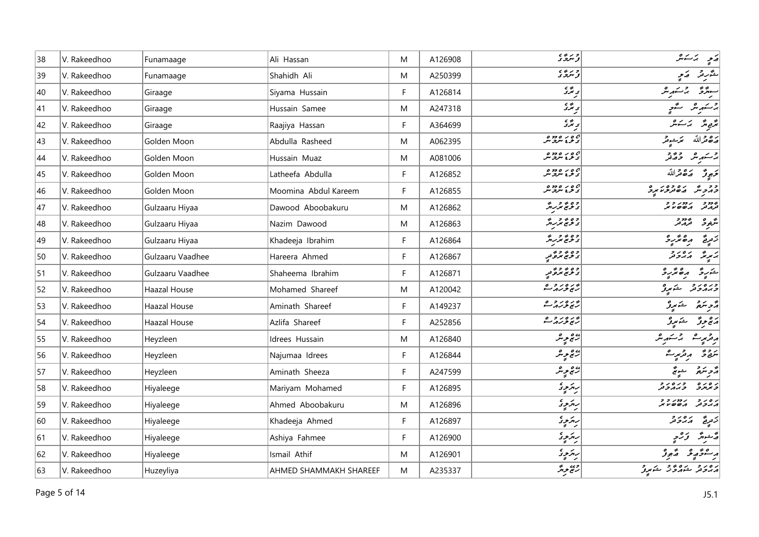| 38 | V. Rakeedhoo | Funamaage | Ali Hassan | M | A126908 | ފުނަމާގެ | ޢަލީ ހަސަން |
|---|---|---|---|---|---|---|---|
| 39 | V. Rakeedhoo | Funamaage | Shahidh Ali | M | A250399 | ފުނަމާގެ | ޝާހިދު ޢަލީ |
| 40 | V. Rakeedhoo | Giraage | Siyama Hussain | F | A126814 | ގިރާގެ | ސިޔާމާ ހުސައިން |
| 41 | V. Rakeedhoo | Giraage | Hussain Samee | M | A247318 | ގިރާގެ | ހުސައިން ސަމީ |
| 42 | V. Rakeedhoo | Giraage | Raajiya Hassan | F | A364699 | ގިރާގެ | ރާޖިޔާ ހަސަން |
| 43 | V. Rakeedhoo | Golden Moon | Abdulla Rasheed | M | A062395 | ގޯލްޑެން މޫން | އަބްދުﷲ ރަޝީދު |
| 44 | V. Rakeedhoo | Golden Moon | Hussain Muaz | M | A081006 | ގޯލްޑެން މޫން | ހުސައިން މުޢާޒު |
| 45 | V. Rakeedhoo | Golden Moon | Latheefa Abdulla | F | A126852 | ގޯލްޑެން މޫން | ލަޠީފާ އަބްދުﷲ |
| 46 | V. Rakeedhoo | Golden Moon | Moomina Abdul Kareem | F | A126855 | ގޯލްޑެން މޫން | މޫމިނާ އަބްދުލްކަރީމް |
| 47 | V. Rakeedhoo | Gulzaaru Hiyaa | Dawood Aboobakuru | M | A126862 | ގުލްޒާރު ހިޔާ | ދާއޫދު އަބޫބަކުރު |
| 48 | V. Rakeedhoo | Gulzaaru Hiyaa | Nazim Dawood | M | A126863 | ގުލްޒާރު ހިޔާ | ނާޒިމް ދާއޫދު |
| 49 | V. Rakeedhoo | Gulzaaru Hiyaa | Khadeeja Ibrahim | F | A126864 | ގުލްޒާރު ހިޔާ | ޚަދީޖާ އިބްރާހީމް |
| 50 | V. Rakeedhoo | Gulzaaru Vaadhee | Hareera Ahmed | F | A126867 | ގުލްޒާރުވާދީ | ހަރީރާ އަޙްމަދު |
| 51 | V. Rakeedhoo | Gulzaaru Vaadhee | Shaheema Ibrahim | F | A126871 | ގުލްޒާރުވާދީ | ޝަހީމާ އިބްރާހީމް |
| 52 | V. Rakeedhoo | Haazal House | Mohamed Shareef | M | A120042 | ހާޒަލްހައުސް | މުޙައްމަދު ޝަރީފް |
| 53 | V. Rakeedhoo | Haazal House | Aminath Shareef | F | A149237 | ހާޒަލްހައުސް | އާމިނަތު ޝަރީފް |
| 54 | V. Rakeedhoo | Haazal House | Azlifa Shareef | F | A252856 | ހާޒަލްހައުސް | އަޒްލިފާ ޝަރީފް |
| 55 | V. Rakeedhoo | Heyzleen | Idrees Hussain | M | A126840 | ހޭޒްލީން | އިދްރީސް ހުސައިން |
| 56 | V. Rakeedhoo | Heyzleen | Najumaa Idrees | F | A126844 | ހޭޒްލީން | ނަޖުމާ އިދްރީސް |
| 57 | V. Rakeedhoo | Heyzleen | Aminath Sheeza | F | A247599 | ހޭޒްލީން | އާމިނަތު ޝީޒާ |
| 58 | V. Rakeedhoo | Hiyaleege | Mariyam Mohamed | F | A126895 | ހިޔަލީގެ | މަރިޔަމް މުޙައްމަދު |
| 59 | V. Rakeedhoo | Hiyaleege | Ahmed Aboobakuru | M | A126896 | ހިޔަލީގެ | އަޙްމަދު އަބޫބަކުރު |
| 60 | V. Rakeedhoo | Hiyaleege | Khadeeja Ahmed | F | A126897 | ހިޔަލީގެ | ޚަދީޖާ އަޙްމަދު |
| 61 | V. Rakeedhoo | Hiyaleege | Ashiya Fahmee | F | A126900 | ހިޔަލީގެ | އާޝިޔާ ފަހްމީ |
| 62 | V. Rakeedhoo | Hiyaleege | Ismail Athif | M | A126901 | ހިޔަލީގެ | އިސްމާޢީލް އާތިފް |
| 63 | V. Rakeedhoo | Huzeyliya | AHMED SHAMMAKH SHAREEF | M | A235337 | ހުޒޭލިޔާ | އަޙްމަދު ޝައްމާޚް ޝަރީފް |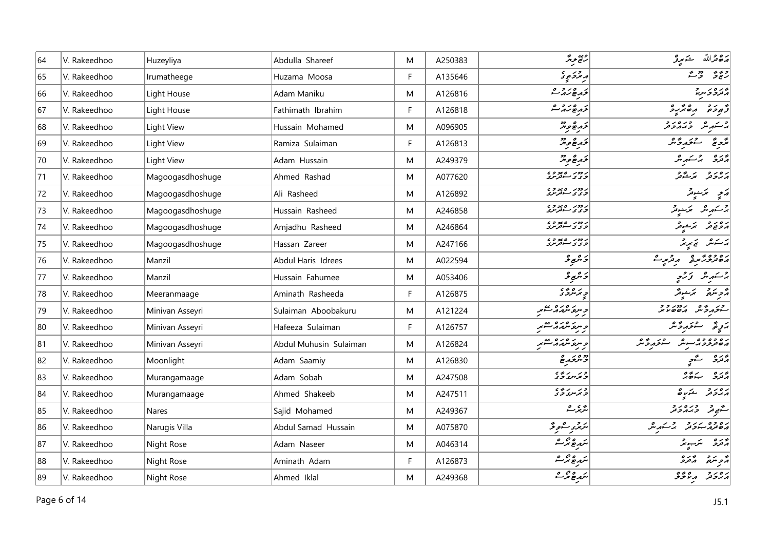| 64 | V. Rakeedhoo | Huzeyliya | Abdulla Shareef | M | A250383 | ހުޒޭލިޔާ | އަބްދުﷲ ޝަރީފް |
|---|---|---|---|---|---|---|---|
| 65 | V. Rakeedhoo | Irumatheege | Huzama Moosa | F | A135646 | އިރުމަތީގެ | ހުޒާމާ މޫސާ |
| 66 | V. Rakeedhoo | Light House | Adam Maniku | M | A126816 | ލައިޓްހައުސް | އާދަމްމަނިކު |
| 67 | V. Rakeedhoo | Light House | Fathimath Ibrahim | F | A126818 | ލައިޓްހައުސް | ފާތިމަތު އިބްރާހީމް |
| 68 | V. Rakeedhoo | Light View | Hussain Mohamed | M | A096905 | ލައިޓްވިއު | ހުސައިން މުހައްމަދު |
| 69 | V. Rakeedhoo | Light View | Ramiza Sulaiman | F | A126813 | ލައިޓްވިއު | ރާމިޒާ ސުލައިމާން |
| 70 | V. Rakeedhoo | Light View | Adam Hussain | M | A249379 | ލައިޓްވިއު | އާދަމް ހުސައިން |
| 71 | V. Rakeedhoo | Magoogasdhoshuge | Ahmed Rashad | M | A077620 | މަގޫގަސްދޮށުގެ | އަހުމަދު ރަޝާދު |
| 72 | V. Rakeedhoo | Magoogasdhoshuge | Ali Rasheed | M | A126892 | މަގޫގަސްދޮށުގެ | އަލި ރަޝީދު |
| 73 | V. Rakeedhoo | Magoogasdhoshuge | Hussain Rasheed | M | A246858 | މަގޫގަސްދޮށުގެ | ހުސައިން ރަޝީދު |
| 74 | V. Rakeedhoo | Magoogasdhoshuge | Amjadhu Rasheed | M | A246864 | މަގޫގަސްދޮށުގެ | އަމްޖަދު ރަޝީދު |
| 75 | V. Rakeedhoo | Magoogasdhoshuge | Hassan Zareer | M | A247166 | މަގޫގަސްދޮށުގެ | ހަސަން ޒަރީރު |
| 76 | V. Rakeedhoo | Manzil | Abdul Haris Idrees | M | A022594 | މަންޒިލް | އަބްދުލްހާރިސް އިދްރީސް |
| 77 | V. Rakeedhoo | Manzil | Hussain Fahumee | M | A053406 | މަންޒިލް | ހުސައިން ފަހުމީ |
| 78 | V. Rakeedhoo | Meeranmaage | Aminath Rasheeda | F | A126875 | މީރަންމާގެ | އާމިނަތު ރަޝީދާ |
| 79 | V. Rakeedhoo | Minivan Asseyri | Sulaiman Aboobakuru | M | A121224 | މިނިވަންއައްސޭރި | ސުލައިމާން އަބޫބަކުރު |
| 80 | V. Rakeedhoo | Minivan Asseyri | Hafeeza Sulaiman | F | A126757 | މިނިވަންއައްސޭރި | ހަފީޒާ ސުލައިމާން |
| 81 | V. Rakeedhoo | Minivan Asseyri | Abdul Muhusin Sulaiman | M | A126824 | މިނިވަންއައްސޭރި | އަބްދުލްމުހުސިން ސުލައިމާން |
| 82 | V. Rakeedhoo | Moonlight | Adam Saamiy | M | A126830 | މޫންލައިޓް | އާދަމް ސާމީ |
| 83 | V. Rakeedhoo | Murangamaage | Adam Sobah | M | A247508 | މުރަނގަމާގެ | އާދަމް ޞަބާހް |
| 84 | V. Rakeedhoo | Murangamaage | Ahmed Shakeeb | M | A247511 | މުރަނގަމާގެ | އަހުމަދު ޝަކީބް |
| 85 | V. Rakeedhoo | Nares | Sajid Mohamed | M | A249367 | ނާރެސް | ސާޖިދު މުހައްމަދު |
| 86 | V. Rakeedhoo | Narugis Villa | Abdul Samad Hussain | M | A075870 | ނަރުގިސްވިލާ | އަބްދުއްސަމަދު ހުސައިން |
| 87 | V. Rakeedhoo | Night Rose | Adam Naseer | M | A046314 | ނައިޓްރޯސް | އާދަމް ނަސީރު |
| 88 | V. Rakeedhoo | Night Rose | Aminath Adam | F | A126873 | ނައިޓްރޯސް | އާމިނަތު އާދަމް |
| 89 | V. Rakeedhoo | Night Rose | Ahmed Iklal | M | A249368 | ނައިޓްރޯސް | އަހުމަދު އިކްލާލް |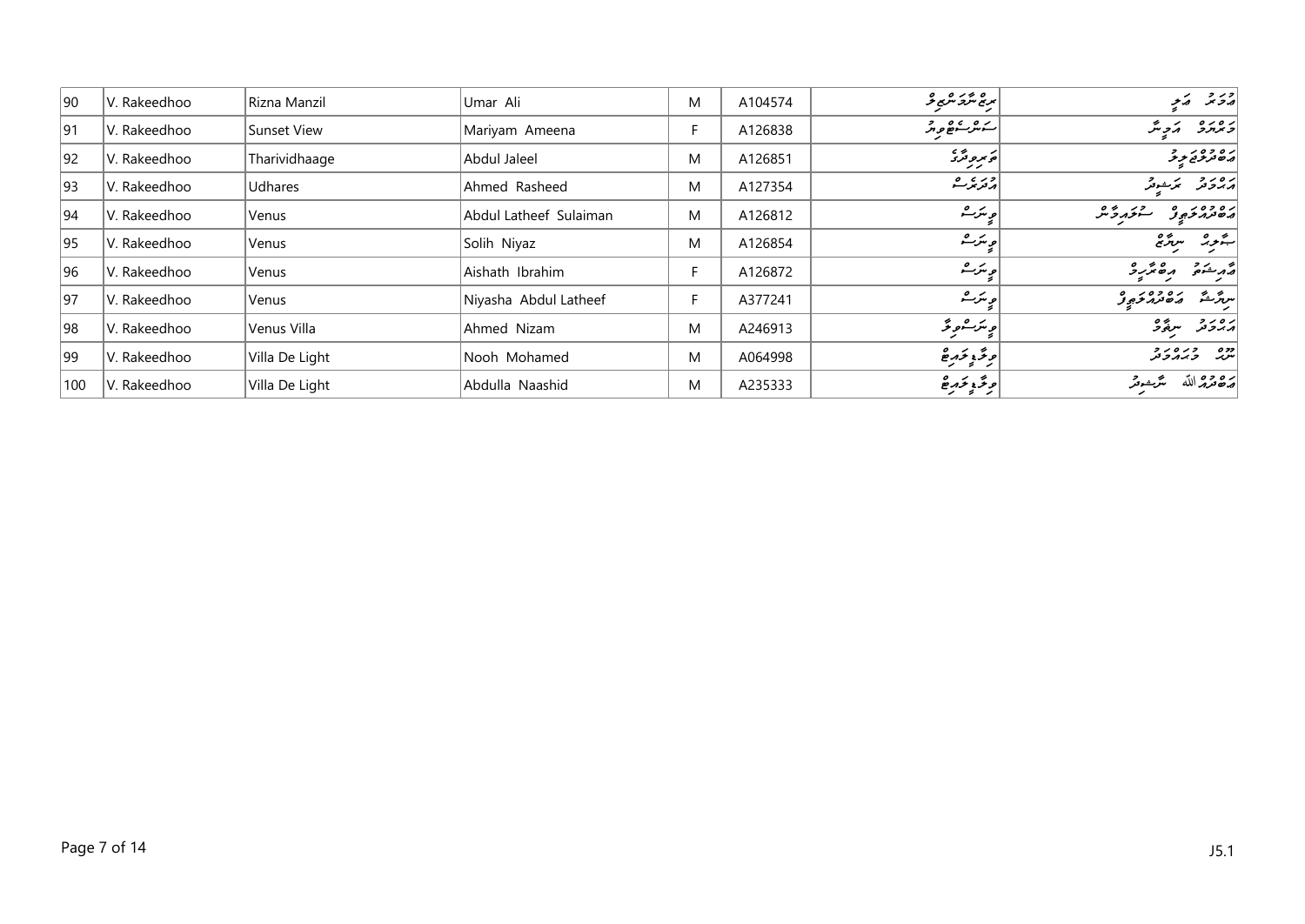| 90 | V. Rakeedhoo | Rizna Manzil | Umar Ali | M | A104574 | ރިޒްނާ މަންޒިލް | ޢުމަރު ޢަލީ |
|---|---|---|---|---|---|---|---|
| 91 | V. Rakeedhoo | Sunset View | Mariyam Ameena | F | A126838 | ސަންސެޓްވިއު | މަރިޔަމް އަމީނާ |
| 92 | V. Rakeedhoo | Tharividhaage | Abdul Jaleel | M | A126851 | ތަރިވިދާގެ | އަބްދުލްޖަލީލް |
| 93 | V. Rakeedhoo | Udhares | Ahmed Rasheed | M | A127354 | އުދަރެސް | އަޙްމަދު ރަޝީދު |
| 94 | V. Rakeedhoo | Venus | Abdul Latheef Sulaiman | M | A126812 | ވީނަސް | އަބްދުއްލަޠީފް ސުލައިމާން |
| 95 | V. Rakeedhoo | Venus | Solih Niyaz | M | A126854 | ވީނަސް | ޞާލިޙު ނިޔާޒް |
| 96 | V. Rakeedhoo | Venus | Aishath Ibrahim | F | A126872 | ވީނަސް | ޢާއިޝަތު އިބްރާހީމް |
| 97 | V. Rakeedhoo | Venus | Niyasha Abdul Latheef | F | A377241 | ވީނަސް | ނިޔާޝާ އަބްދުއްލަޠީފް |
| 98 | V. Rakeedhoo | Venus Villa | Ahmed Nizam | M | A246913 | ވީނަސްވިލާ | އަޙްމަދު ނިޒާމް |
| 99 | V. Rakeedhoo | Villa De Light | Nooh Mohamed | M | A064998 | ވިލާޑިލައިޓް | ނޫޙް މުޙައްމަދު |
| 100 | V. Rakeedhoo | Villa De Light | Abdulla Naashid | M | A235333 | ވިލާޑިލައިޓް | އަބްދުﷲ ނާޝިދު |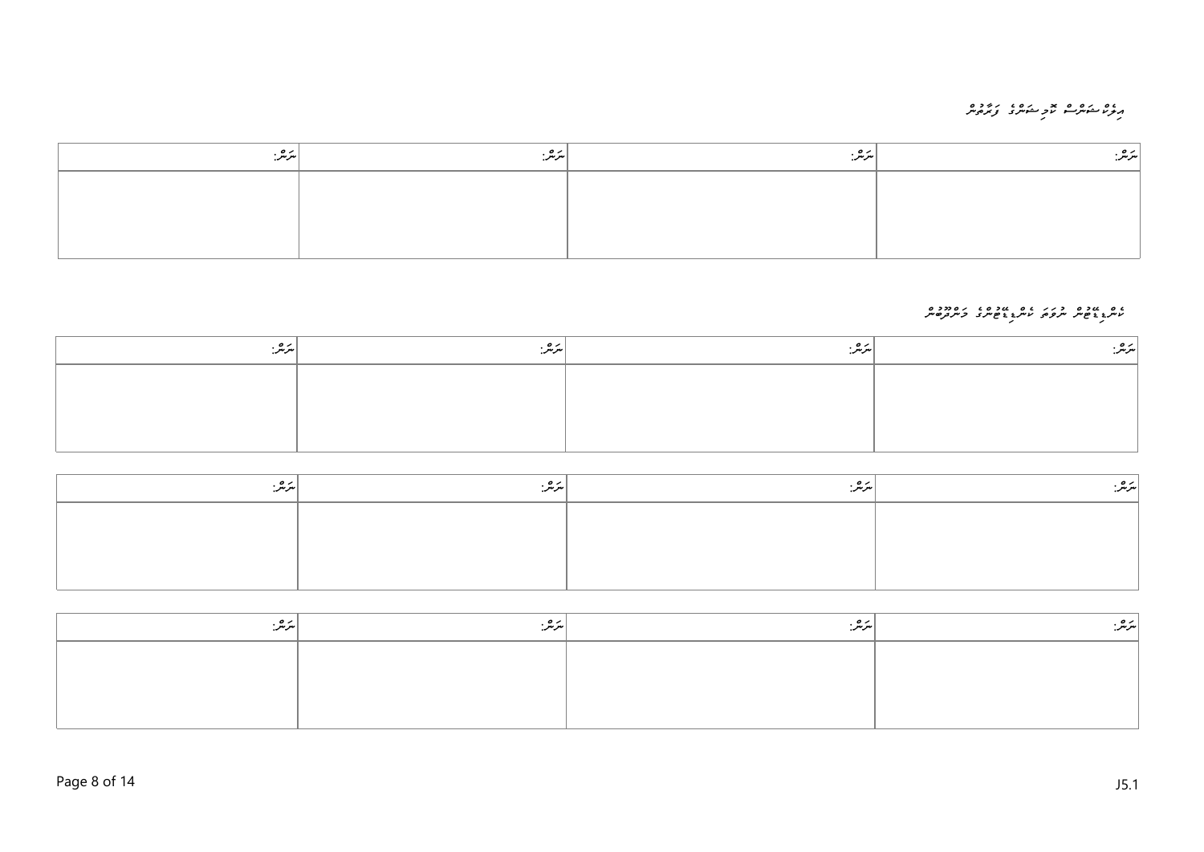## ދިވެހިބަސްބުނާ ކުދިންގެ ފަރާތުން

| ނަރަށް: | ނަރަށް: | ނަރަށް: | ނަރަށް: |
|---|---|---|---|
| | | | |

## ކުންފުނީގައި ނުވަތަ ކުންފުނީގެ މަސްދަރުން

| ނަރަށް: | ނަރަށް: | ނަރަށް: | ނަރަށް: |
|---|---|---|---|
| | | | |

| ނަރަށް: | ނަރަށް: | ނަރަށް: | ނަރަށް: |
|---|---|---|---|
| | | | |

| ނަރަށް: | ނަރަށް: | ނަރަށް: | ނަރަށް: |
|---|---|---|---|
| | | | |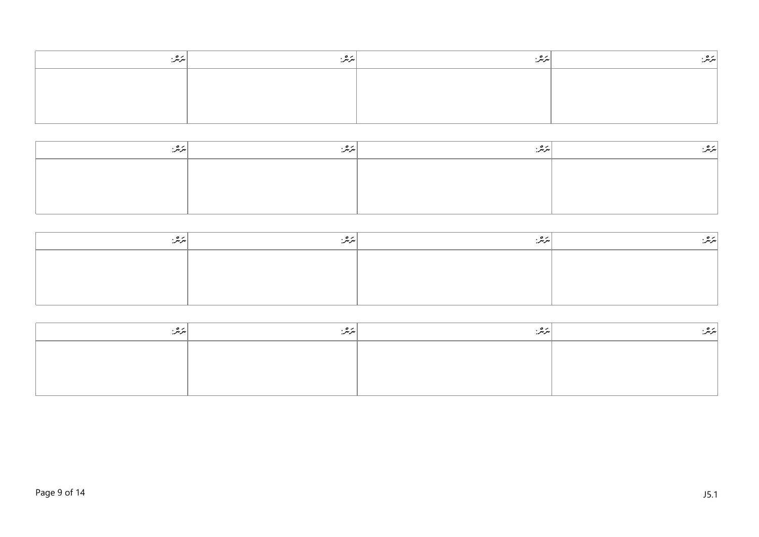| ނަރުދ: | ނަރުދ: | ނަރުދ: | ނަރުދ: |
| --- | --- | --- | --- |
| | | | |

| ނަރުދ: | ނަރުދ: | ނަރުދ: | ނަރުދ: |
| --- | --- | --- | --- |
| | | | |

| ނަރުދ: | ނަރުދ: | ނަރުދ: | ނަރުދ: |
| --- | --- | --- | --- |
| | | | |

| ނަރުދ: | ނަރުދ: | ނަރުދ: | ނަރުދ: |
| --- | --- | --- | --- |
| | | | |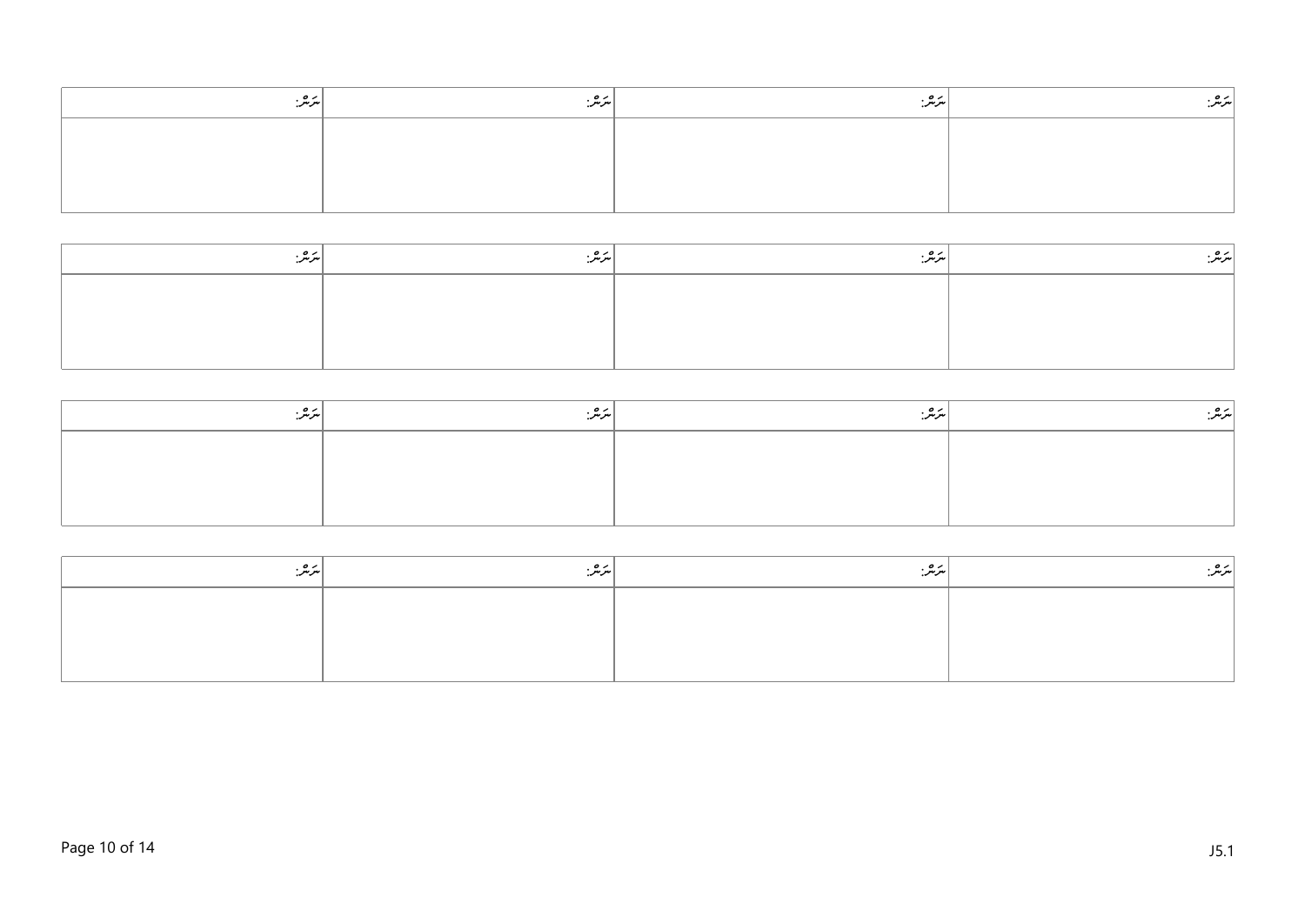| ނަރުދ: | ނަރުދ: | ނަރުދ: | ނަރުދ: |
| --- | --- | --- | --- |
| | | | |

| ނަރުދ: | ނަރުދ: | ނަރުދ: | ނަރުދ: |
| --- | --- | --- | --- |
| | | | |

| ނަރުދ: | ނަރުދ: | ނަރުދ: | ނަރުދ: |
| --- | --- | --- | --- |
| | | | |

| ނަރުދ: | ނަރުދ: | ނަރުދ: | ނަރުދ: |
| --- | --- | --- | --- |
| | | | |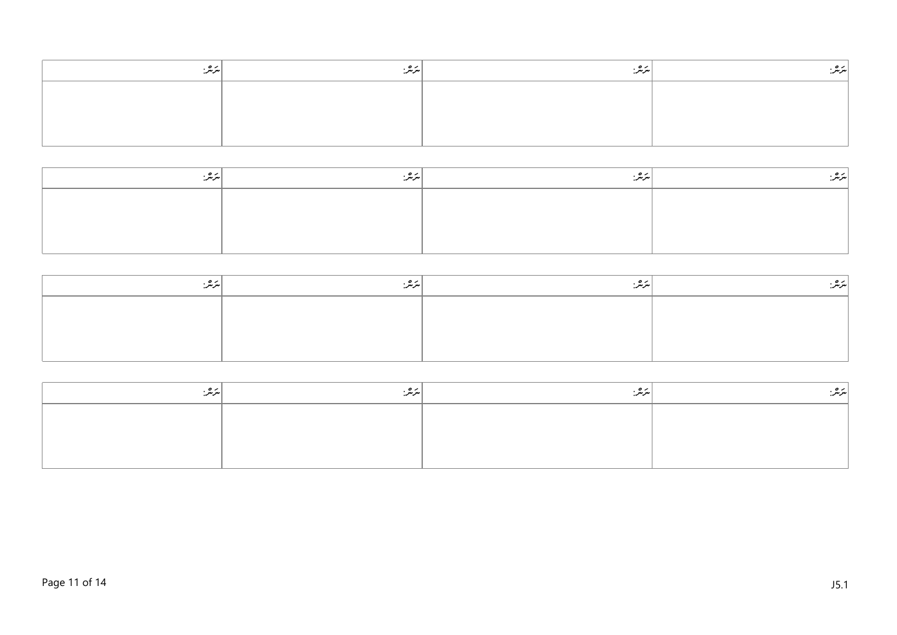| ނަރުދ: | ނަރުދ: | ނަރުދ: | ނަރުދ: |
| --- | --- | --- | --- |
| | | | |

| ނަރުދ: | ނަރުދ: | ނަރުދ: | ނަރުދ: |
| --- | --- | --- | --- |
| | | | |

| ނަރުދ: | ނަރުދ: | ނަރުދ: | ނަރުދ: |
| --- | --- | --- | --- |
| | | | |

| ނަރުދ: | ނަރުދ: | ނަރުދ: | ނަރުދ: |
| --- | --- | --- | --- |
| | | | |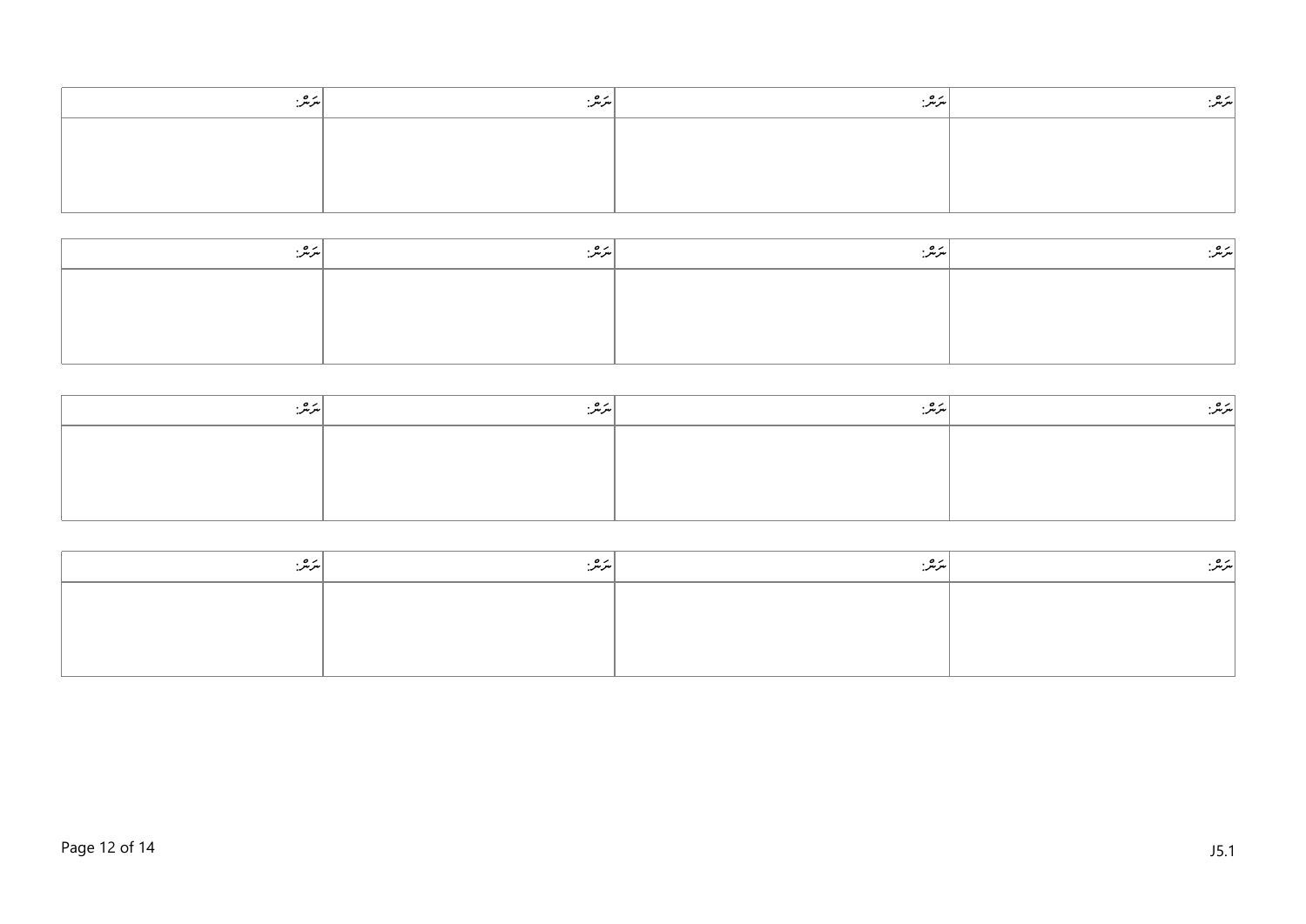| ނަރަ: | ނަރަ: | ނަރަ: | ނަރަ: |
| --- | --- | --- | --- |
|  |  |  |  |

| ނަރަ: | ނަރަ: | ނަރަ: | ނަރަ: |
| --- | --- | --- | --- |
|  |  |  |  |

| ނަރަ: | ނަރަ: | ނަރަ: | ނަރަ: |
| --- | --- | --- | --- |
|  |  |  |  |

| ނަރަ: | ނަރަ: | ނަރަ: | ނަރަ: |
| --- | --- | --- | --- |
|  |  |  |  |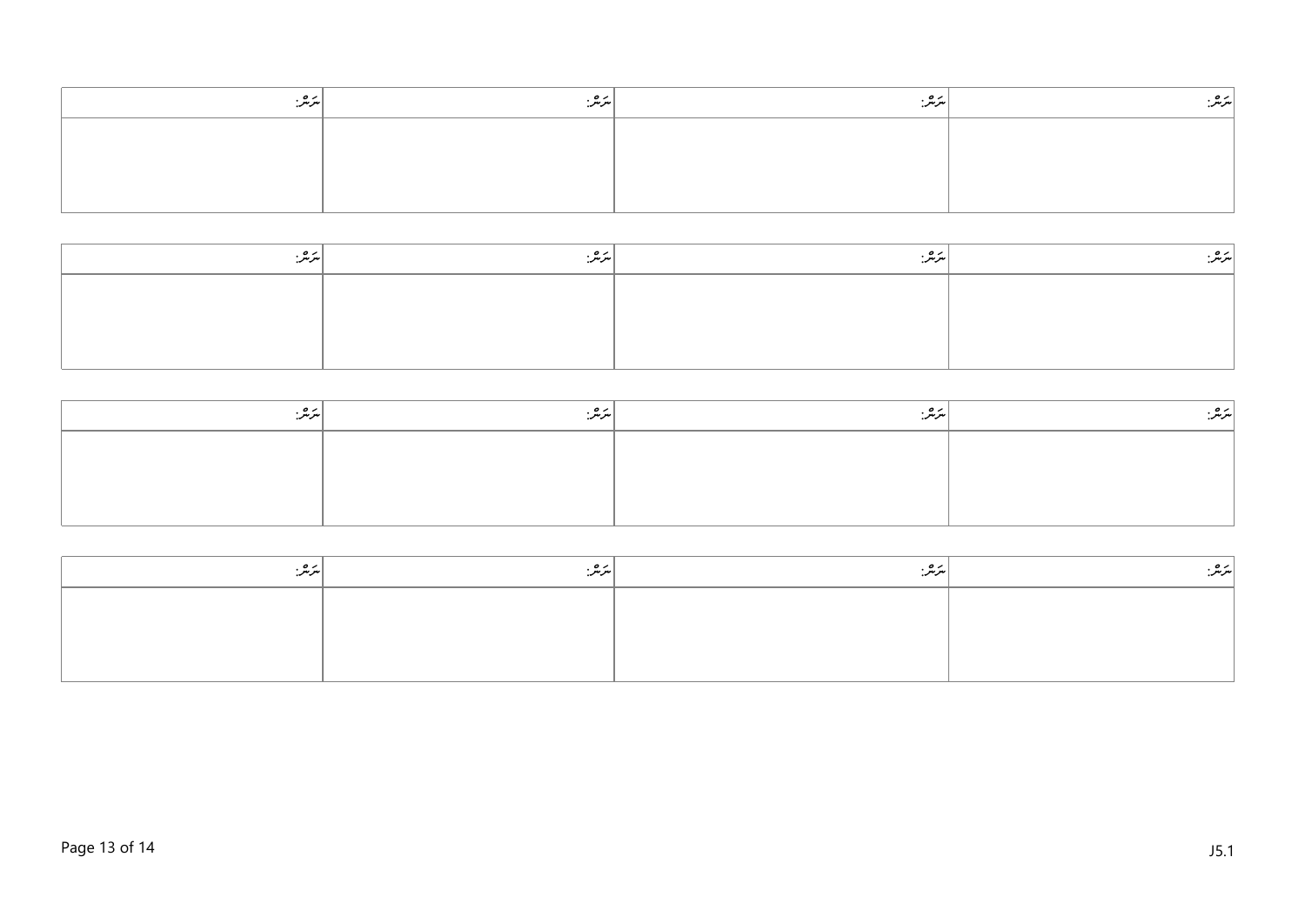| ނަރަށް: | ނަރަށް: | ނަރަށް: | ނަރަށް: |
|---|---|---|---|
| | | | |

| ނަރަށް: | ނަރަށް: | ނަރަށް: | ނަރަށް: |
|---|---|---|---|
| | | | |

| ނަރަށް: | ނަރަށް: | ނަރަށް: | ނަރަށް: |
|---|---|---|---|
| | | | |

| ނަރަށް: | ނަރަށް: | ނަރަށް: | ނަރަށް: |
|---|---|---|---|
| | | | |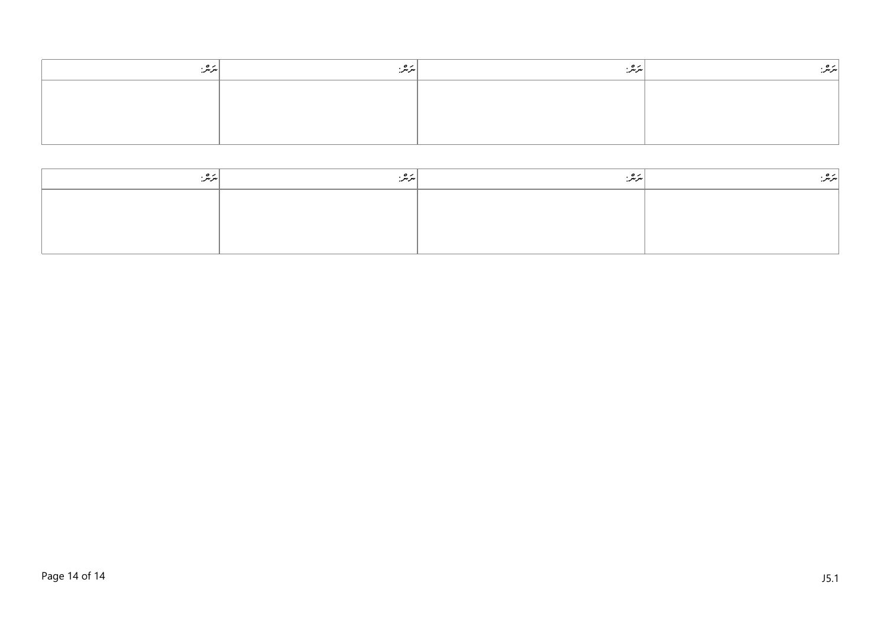| ނަންބަރު: | ނަންބަރު: | ނަންބަރު: | ނަންބަރު: |
| --- | --- | --- | --- |
| | | | |

| ނަންބަރު: | ނަންބަރު: | ނަންބަރު: | ނަންބަރު: |
| --- | --- | --- | --- |
| | | | |